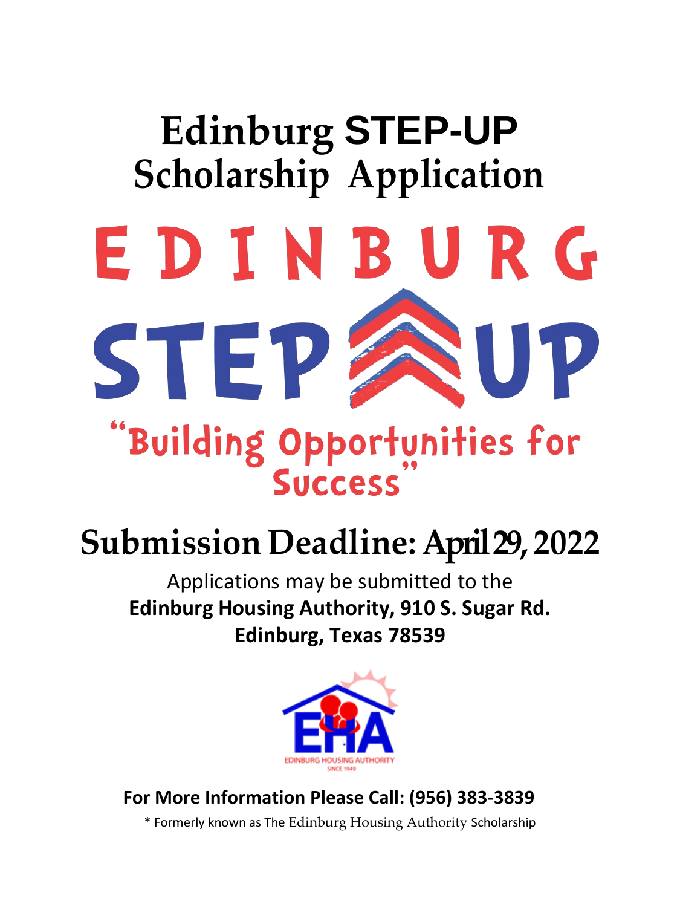# Edinburg STEP-UP Scholarship Application

EDINBURG

STEP UP

"Building Opportunities for Success"

## Submission Deadline: April 29, 2022

Applications may be submitted to the
**Edinburg Housing Authority, 910 S. Sugar Rd.**
**Edinburg, Texas 78539**

EHA
EDINBURG HOUSING AUTHORITY
SINCE 1949

**For More Information Please Call: (956) 383-3839**

\* Formerly known as The Edinburg Housing Authority Scholarship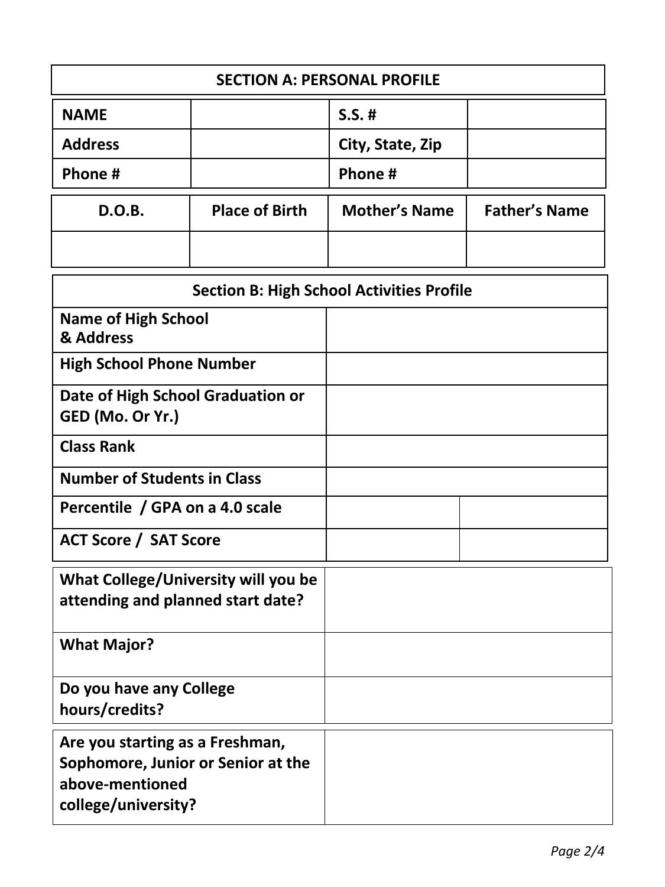## SECTION A: PERSONAL PROFILE

| NAME | | S.S. # | |
|---|---|---|---|
| Address | | City, State, Zip | |
| Phone # | | Phone # | |

| D.O.B. | Place of Birth | Mother's Name | Father's Name |
|---|---|---|---|
| | | | |

## Section B: High School Activities Profile

| Field | | |
|---|---|---|
| Name of High School & Address | | |
| High School Phone Number | | |
| Date of High School Graduation or GED (Mo. Or Yr.) | | |
| Class Rank | | |
| Number of Students in Class | | |
| Percentile / GPA on a 4.0 scale | | |
| ACT Score / SAT Score | | |

| Question | Answer |
|---|---|
| What College/University will you be attending and planned start date? | |
| What Major? | |
| Do you have any College hours/credits? | |
| Are you starting as a Freshman, Sophomore, Junior or Senior at the above-mentioned college/university? | |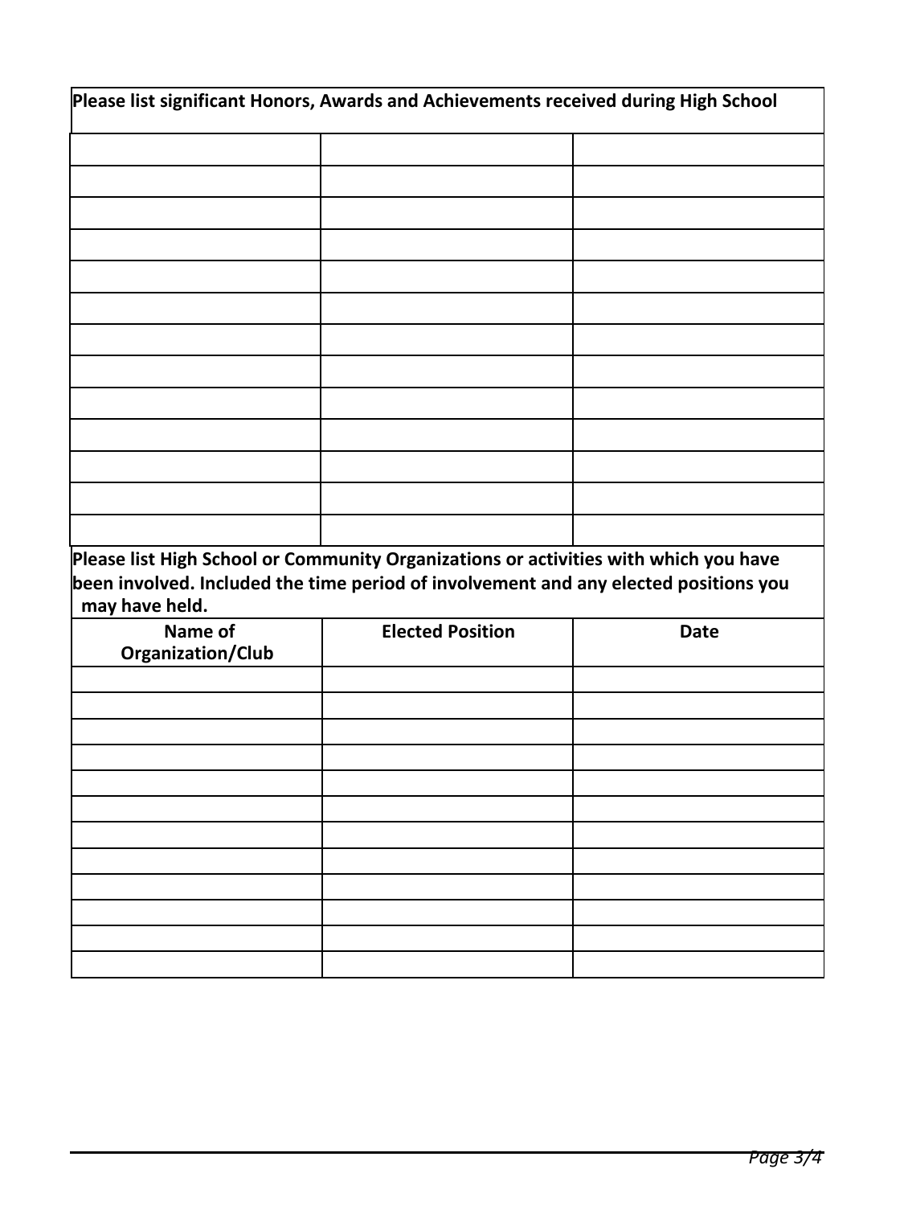**Please list significant Honors, Awards and Achievements received during High School**

| | | |
|---|---|---|
| | | |
| | | |
| | | |
| | | |
| | | |
| | | |
| | | |
| | | |
| | | |
| | | |
| | | |
| | | |
| | | |

**Please list High School or Community Organizations or activities with which you have been involved. Included the time period of involvement and any elected positions you may have held.**

| Name of Organization/Club | Elected Position | Date |
|---|---|---|
| | | |
| | | |
| | | |
| | | |
| | | |
| | | |
| | | |
| | | |
| | | |
| | | |
| | | |
| | | |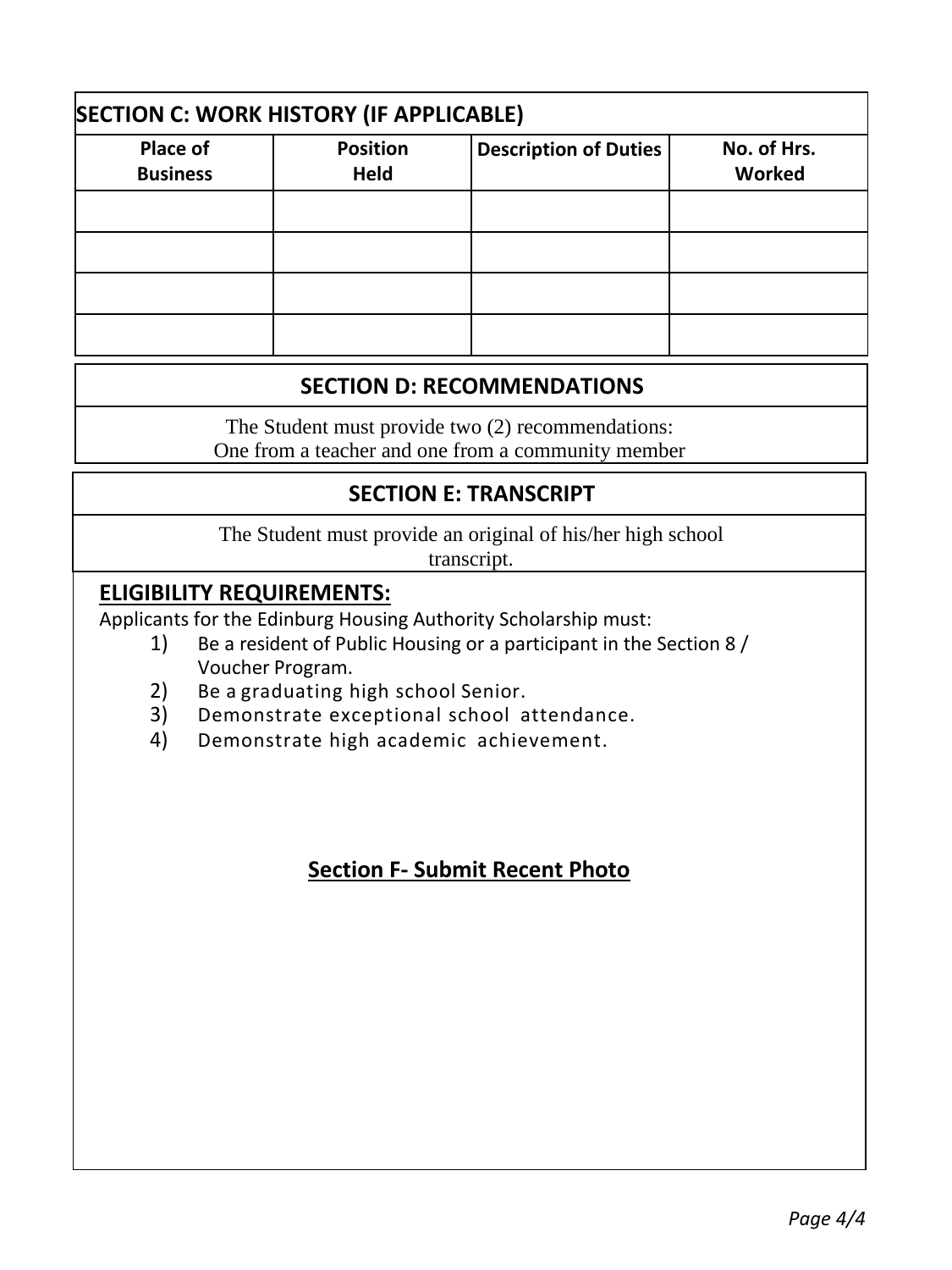## SECTION C: WORK HISTORY (IF APPLICABLE)

| Place of Business | Position Held | Description of Duties | No. of Hrs. Worked |
|---|---|---|---|
| | | | |
| | | | |
| | | | |
| | | | |

## SECTION D: RECOMMENDATIONS

The Student must provide two (2) recommendations:
One from a teacher and one from a community member

## SECTION E: TRANSCRIPT

The Student must provide an original of his/her high school transcript.

**ELIGIBILITY REQUIREMENTS:**

Applicants for the Edinburg Housing Authority Scholarship must:

1) Be a resident of Public Housing or a participant in the Section 8 / Voucher Program.
2) Be a graduating high school Senior.
3) Demonstrate exceptional school attendance.
4) Demonstrate high academic achievement.

## Section F- Submit Recent Photo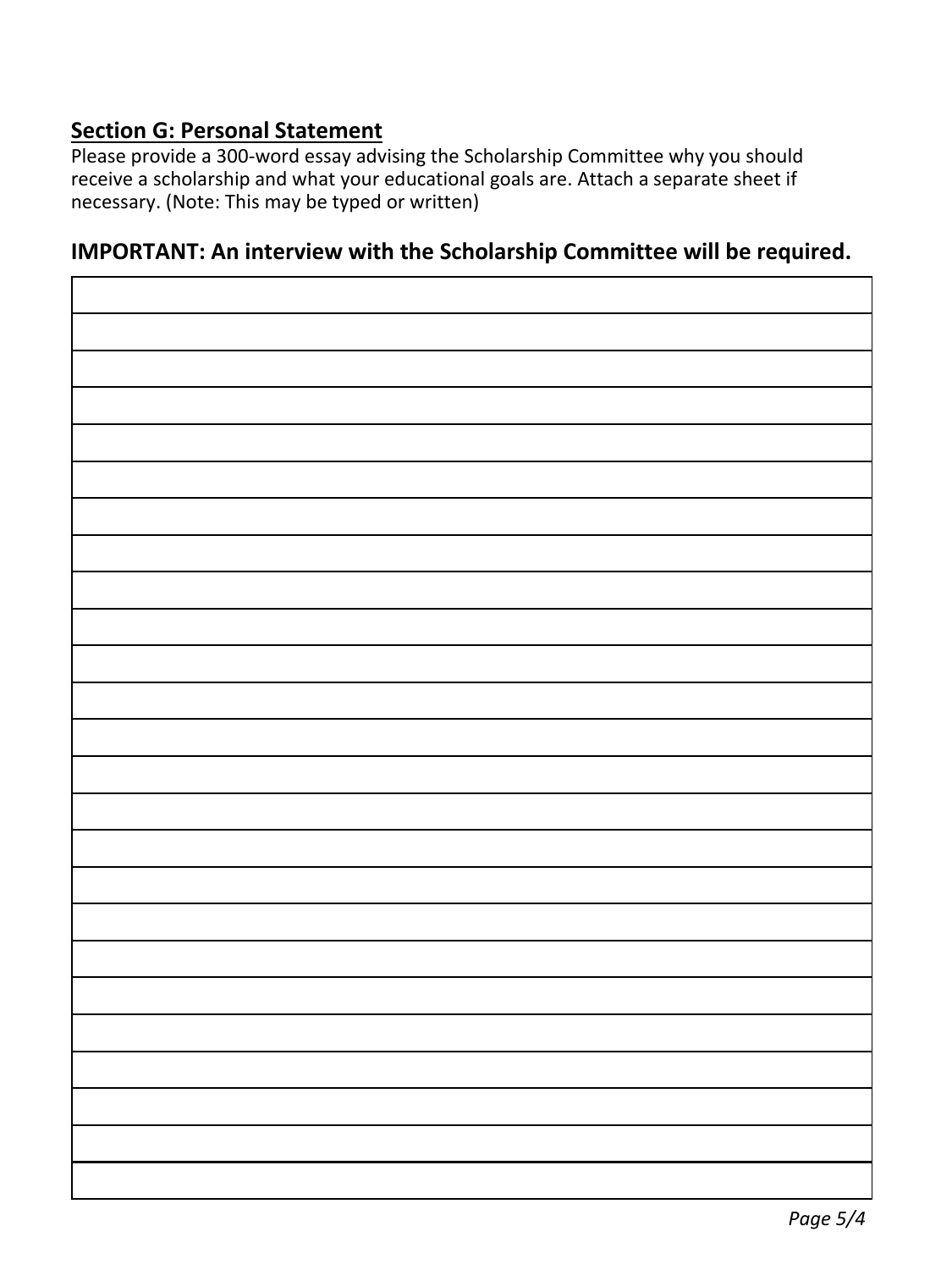## **Section G: Personal Statement**

Please provide a 300-word essay advising the Scholarship Committee why you should receive a scholarship and what your educational goals are. Attach a separate sheet if necessary. (Note: This may be typed or written)

### **IMPORTANT: An interview with the Scholarship Committee will be required.**